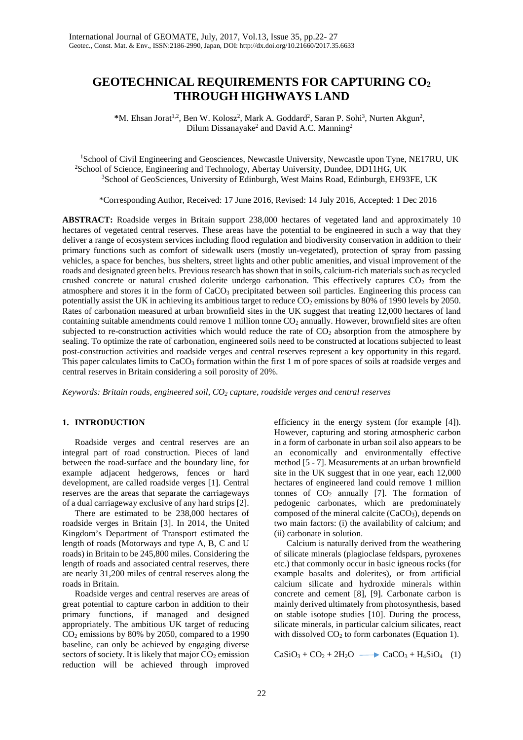# GEOTECHNICAL REQUIREMENTS FOR CAPTURING $CO_2$ THROUGH HIGHWAYS LAND

**\*M. Ehsan Jorat[1,2], Ben W. Kolosz[2], Mark A. Goddard[2], Saran P. Sohi[3], Nurten Akgun[2], Dilum Dissanayake[2] and David A.C. Manning[2]**

[1]School of Civil Engineering and Geosciences, Newcastle University, Newcastle upon Tyne, NE17RU, UK
[2]School of Science, Engineering and Technology, Abertay University, Dundee, DD11HG, UK
[3]School of GeoSciences, University of Edinburgh, West Mains Road, Edinburgh, EH93FE, UK

\*Corresponding Author, Received: 17 June 2016, Revised: 14 July 2016, Accepted: 1 Dec 2016

**ABSTRACT:** Roadside verges in Britain support 238,000 hectares of vegetated land and approximately 10 hectares of vegetated central reserves. These areas have the potential to be engineered in such a way that they deliver a range of ecosystem services including flood regulation and biodiversity conservation in addition to their primary functions such as comfort of sidewalk users (mostly un-vegetated), protection of spray from passing vehicles, a space for benches, bus shelters, street lights and other public amenities, and visual improvement of the roads and designated green belts. Previous research has shown that in soils, calcium-rich materials such as recycled crushed concrete or natural crushed dolerite undergo carbonation. This effectively captures $CO_2$ from the atmosphere and stores it in the form of $CaCO_3$ precipitated between soil particles. Engineering this process can potentially assist the UK in achieving its ambitious target to reduce $CO_2$ emissions by 80% of 1990 levels by 2050. Rates of carbonation measured at urban brownfield sites in the UK suggest that treating 12,000 hectares of land containing suitable amendments could remove 1 million tonne $CO_2$ annually. However, brownfield sites are often subjected to re-construction activities which would reduce the rate of $CO_2$ absorption from the atmosphere by sealing. To optimize the rate of carbonation, engineered soils need to be constructed at locations subjected to least post-construction activities and roadside verges and central reserves represent a key opportunity in this regard. This paper calculates limits to $CaCO_3$ formation within the first 1 m of pore spaces of soils at roadside verges and central reserves in Britain considering a soil porosity of 20%.

*Keywords: Britain roads, engineered soil, $CO_2$ capture, roadside verges and central reserves*

## 1. INTRODUCTION

Roadside verges and central reserves are an integral part of road construction. Pieces of land between the road-surface and the boundary line, for example adjacent hedgerows, fences or hard development, are called roadside verges [1]. Central reserves are the areas that separate the carriageways of a dual carriageway exclusive of any hard strips [2].

There are estimated to be 238,000 hectares of roadside verges in Britain [3]. In 2014, the United Kingdom's Department of Transport estimated the length of roads (Motorways and type A, B, C and U roads) in Britain to be 245,800 miles. Considering the length of roads and associated central reserves, there are nearly 31,200 miles of central reserves along the roads in Britain.

Roadside verges and central reserves are areas of great potential to capture carbon in addition to their primary functions, if managed and designed appropriately. The ambitious UK target of reducing $CO_2$ emissions by 80% by 2050, compared to a 1990 baseline, can only be achieved by engaging diverse sectors of society. It is likely that major $CO_2$ emission reduction will be achieved through improved efficiency in the energy system (for example [4]). However, capturing and storing atmospheric carbon in a form of carbonate in urban soil also appears to be an economically and environmentally effective method [5 - 7]. Measurements at an urban brownfield site in the UK suggest that in one year, each 12,000 hectares of engineered land could remove 1 million tonnes of $CO_2$ annually [7]. The formation of pedogenic carbonates, which are predominately composed of the mineral calcite ($CaCO_3$), depends on two main factors: (i) the availability of calcium; and (ii) carbonate in solution.

Calcium is naturally derived from the weathering of silicate minerals (plagioclase feldspars, pyroxenes etc.) that commonly occur in basic igneous rocks (for example basalts and dolerites), or from artificial calcium silicate and hydroxide minerals within concrete and cement [8], [9]. Carbonate carbon is mainly derived ultimately from photosynthesis, based on stable isotope studies [10]. During the process, silicate minerals, in particular calcium silicates, react with dissolved $CO_2$ to form carbonates (Equation 1).

$$CaSiO_3 + CO_2 + 2H_2O \longrightarrow CaCO_3 + H_4SiO_4 \quad (1)$$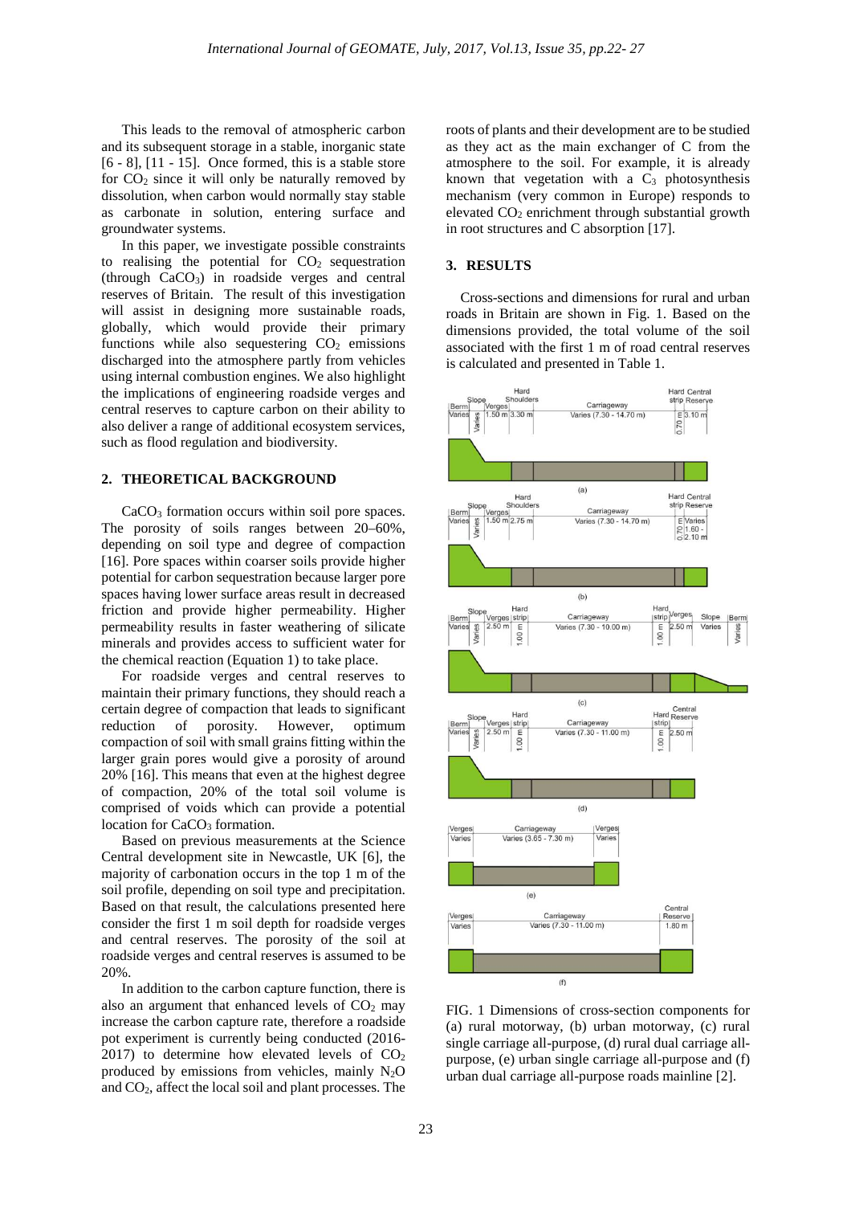This leads to the removal of atmospheric carbon and its subsequent storage in a stable, inorganic state [6 - 8], [11 - 15]. Once formed, this is a stable store for $CO_2$ since it will only be naturally removed by dissolution, when carbon would normally stay stable as carbonate in solution, entering surface and groundwater systems.

In this paper, we investigate possible constraints to realising the potential for $CO_2$ sequestration (through $CaCO_3$) in roadside verges and central reserves of Britain. The result of this investigation will assist in designing more sustainable roads, globally, which would provide their primary functions while also sequestering $CO_2$ emissions discharged into the atmosphere partly from vehicles using internal combustion engines. We also highlight the implications of engineering roadside verges and central reserves to capture carbon on their ability to also deliver a range of additional ecosystem services, such as flood regulation and biodiversity.

## 2. THEORETICAL BACKGROUND

$CaCO_3$ formation occurs within soil pore spaces. The porosity of soils ranges between 20–60%, depending on soil type and degree of compaction [16]. Pore spaces within coarser soils provide higher potential for carbon sequestration because larger pore spaces having lower surface areas result in decreased friction and provide higher permeability. Higher permeability results in faster weathering of silicate minerals and provides access to sufficient water for the chemical reaction (Equation 1) to take place.

For roadside verges and central reserves to maintain their primary functions, they should reach a certain degree of compaction that leads to significant reduction of porosity. However, optimum compaction of soil with small grains fitting within the larger grain pores would give a porosity of around 20% [16]. This means that even at the highest degree of compaction, 20% of the total soil volume is comprised of voids which can provide a potential location for $CaCO_3$ formation.

Based on previous measurements at the Science Central development site in Newcastle, UK [6], the majority of carbonation occurs in the top 1 m of the soil profile, depending on soil type and precipitation. Based on that result, the calculations presented here consider the first 1 m soil depth for roadside verges and central reserves. The porosity of the soil at roadside verges and central reserves is assumed to be 20%.

In addition to the carbon capture function, there is also an argument that enhanced levels of $CO_2$ may increase the carbon capture rate, therefore a roadside pot experiment is currently being conducted (2016-2017) to determine how elevated levels of $CO_2$ produced by emissions from vehicles, mainly $N_2O$ and $CO_2$, affect the local soil and plant processes. The roots of plants and their development are to be studied as they act as the main exchanger of C from the atmosphere to the soil. For example, it is already known that vegetation with a $C_3$ photosynthesis mechanism (very common in Europe) responds to elevated $CO_2$ enrichment through substantial growth in root structures and C absorption [17].

## 3. RESULTS

Cross-sections and dimensions for rural and urban roads in Britain are shown in Fig. 1. Based on the dimensions provided, the total volume of the soil associated with the first 1 m of road central reserves is calculated and presented in Table 1.

FIG. 1 Dimensions of cross-section components for (a) rural motorway, (b) urban motorway, (c) rural single carriage all-purpose, (d) rural dual carriage all-purpose, (e) urban single carriage all-purpose and (f) urban dual carriage all-purpose roads mainline [2].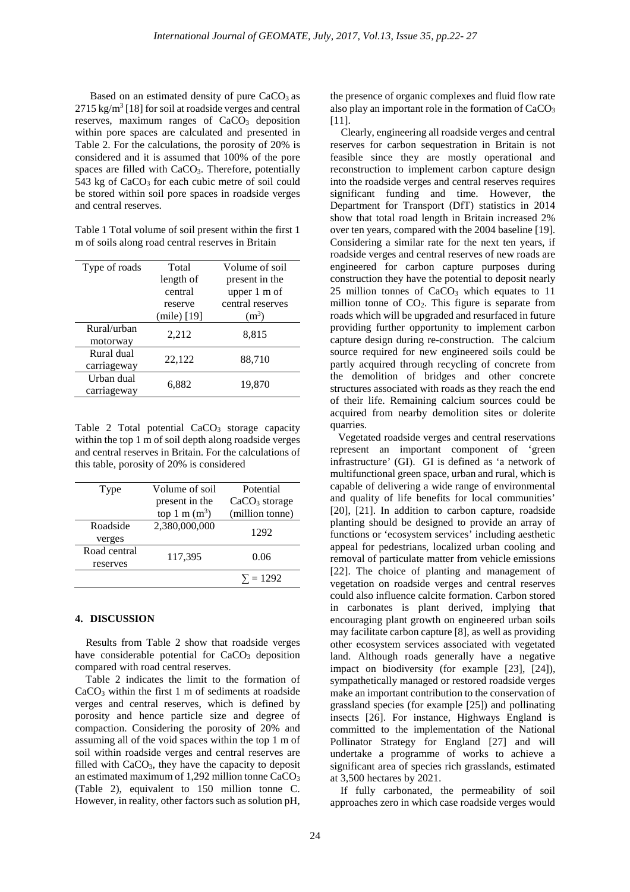Based on an estimated density of pure $CaCO_3$ as 2715 kg/m$^3$ [18] for soil at roadside verges and central reserves, maximum ranges of $CaCO_3$ deposition within pore spaces are calculated and presented in Table 2. For the calculations, the porosity of 20% is considered and it is assumed that 100% of the pore spaces are filled with $CaCO_3$. Therefore, potentially 543 kg of $CaCO_3$ for each cubic metre of soil could be stored within soil pore spaces in roadside verges and central reserves.

Table 1 Total volume of soil present within the first 1 m of soils along road central reserves in Britain

| Type of roads | Total length of central reserve (mile) [19] | Volume of soil present in the upper 1 m of central reserves (m$^3$) |
|---|---|---|
| Rural/urban motorway | 2,212 | 8,815 |
| Rural dual carriageway | 22,122 | 88,710 |
| Urban dual carriageway | 6,882 | 19,870 |

Table 2 Total potential $CaCO_3$ storage capacity within the top 1 m of soil depth along roadside verges and central reserves in Britain. For the calculations of this table, porosity of 20% is considered

| Type | Volume of soil present in the top 1 m (m$^3$) | Potential $CaCO_3$ storage (million tonne) |
|---|---|---|
| Roadside verges | 2,380,000,000 | 1292 |
| Road central reserves | 117,395 | 0.06 |
| | | $\sum = 1292$ |

## 4. DISCUSSION

Results from Table 2 show that roadside verges have considerable potential for $CaCO_3$ deposition compared with road central reserves.

Table 2 indicates the limit to the formation of $CaCO_3$ within the first 1 m of sediments at roadside verges and central reserves, which is defined by porosity and hence particle size and degree of compaction. Considering the porosity of 20% and assuming all of the void spaces within the top 1 m of soil within roadside verges and central reserves are filled with $CaCO_3$, they have the capacity to deposit an estimated maximum of 1,292 million tonne $CaCO_3$ (Table 2), equivalent to 150 million tonne C. However, in reality, other factors such as solution pH, the presence of organic complexes and fluid flow rate also play an important role in the formation of $CaCO_3$ [11].

Clearly, engineering all roadside verges and central reserves for carbon sequestration in Britain is not feasible since they are mostly operational and reconstruction to implement carbon capture design into the roadside verges and central reserves requires significant funding and time. However, the Department for Transport (DfT) statistics in 2014 show that total road length in Britain increased 2% over ten years, compared with the 2004 baseline [19]. Considering a similar rate for the next ten years, if roadside verges and central reserves of new roads are engineered for carbon capture purposes during construction they have the potential to deposit nearly 25 million tonnes of $CaCO_3$ which equates to 11 million tonne of $CO_2$. This figure is separate from roads which will be upgraded and resurfaced in future providing further opportunity to implement carbon capture design during re-construction. The calcium source required for new engineered soils could be partly acquired through recycling of concrete from the demolition of bridges and other concrete structures associated with roads as they reach the end of their life. Remaining calcium sources could be acquired from nearby demolition sites or dolerite quarries.

Vegetated roadside verges and central reservations represent an important component of 'green infrastructure' (GI). GI is defined as 'a network of multifunctional green space, urban and rural, which is capable of delivering a wide range of environmental and quality of life benefits for local communities' [20], [21]. In addition to carbon capture, roadside planting should be designed to provide an array of functions or 'ecosystem services' including aesthetic appeal for pedestrians, localized urban cooling and removal of particulate matter from vehicle emissions [22]. The choice of planting and management of vegetation on roadside verges and central reserves could also influence calcite formation. Carbon stored in carbonates is plant derived, implying that encouraging plant growth on engineered urban soils may facilitate carbon capture [8], as well as providing other ecosystem services associated with vegetated land. Although roads generally have a negative impact on biodiversity (for example [23], [24]), sympathetically managed or restored roadside verges make an important contribution to the conservation of grassland species (for example [25]) and pollinating insects [26]. For instance, Highways England is committed to the implementation of the National Pollinator Strategy for England [27] and will undertake a programme of works to achieve a significant area of species rich grasslands, estimated at 3,500 hectares by 2021.

If fully carbonated, the permeability of soil approaches zero in which case roadside verges would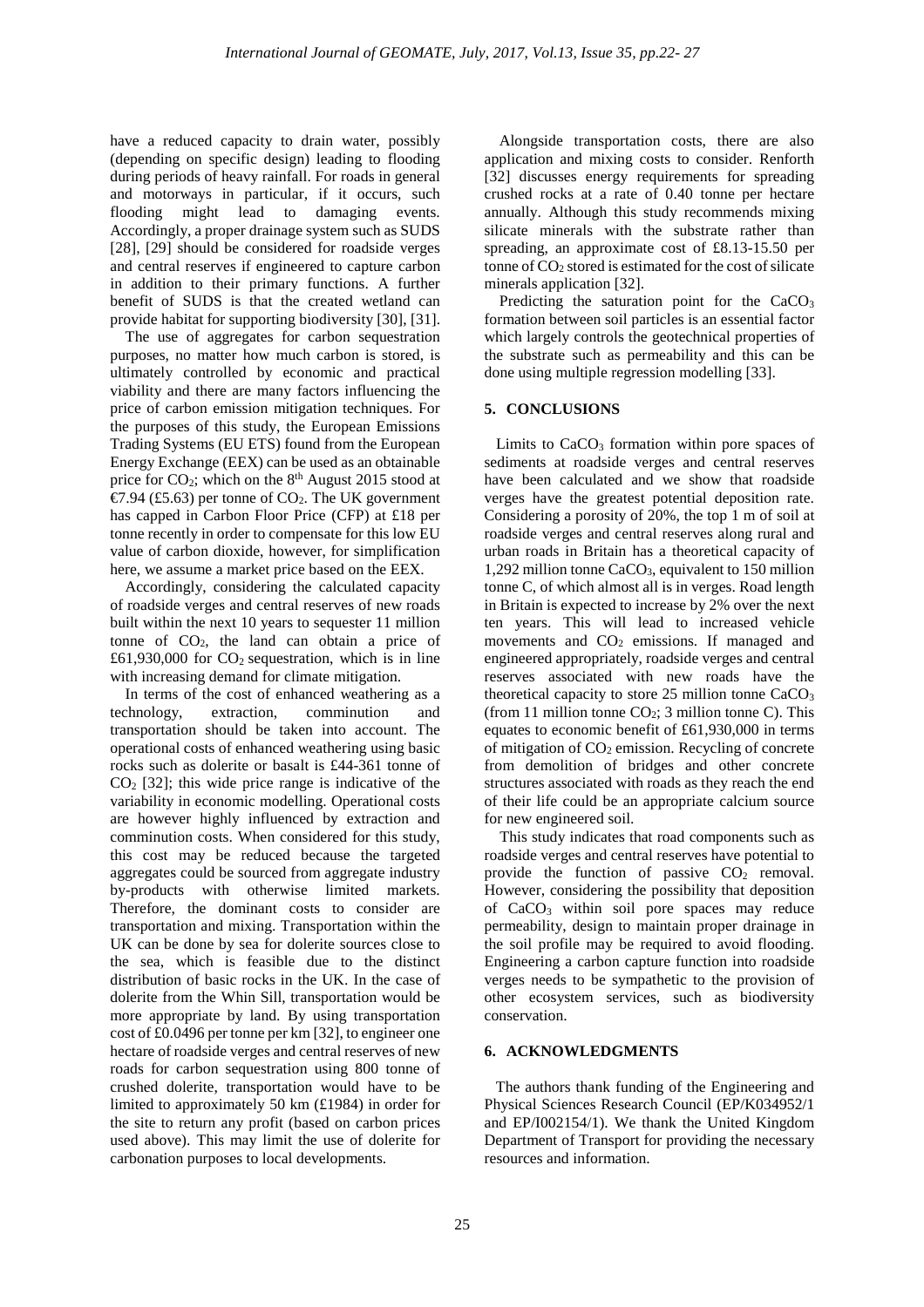have a reduced capacity to drain water, possibly (depending on specific design) leading to flooding during periods of heavy rainfall. For roads in general and motorways in particular, if it occurs, such flooding might lead to damaging events. Accordingly, a proper drainage system such as SUDS [28], [29] should be considered for roadside verges and central reserves if engineered to capture carbon in addition to their primary functions. A further benefit of SUDS is that the created wetland can provide habitat for supporting biodiversity [30], [31].

The use of aggregates for carbon sequestration purposes, no matter how much carbon is stored, is ultimately controlled by economic and practical viability and there are many factors influencing the price of carbon emission mitigation techniques. For the purposes of this study, the European Emissions Trading Systems (EU ETS) found from the European Energy Exchange (EEX) can be used as an obtainable price for $CO_2$; which on the 8[th] August 2015 stood at €7.94 (£5.63) per tonne of $CO_2$. The UK government has capped in Carbon Floor Price (CFP) at £18 per tonne recently in order to compensate for this low EU value of carbon dioxide, however, for simplification here, we assume a market price based on the EEX.

Accordingly, considering the calculated capacity of roadside verges and central reserves of new roads built within the next 10 years to sequester 11 million tonne of $CO_2$, the land can obtain a price of £61,930,000 for $CO_2$ sequestration, which is in line with increasing demand for climate mitigation.

In terms of the cost of enhanced weathering as a technology, extraction, comminution and transportation should be taken into account. The operational costs of enhanced weathering using basic rocks such as dolerite or basalt is £44-361 tonne of $CO_2$ [32]; this wide price range is indicative of the variability in economic modelling. Operational costs are however highly influenced by extraction and comminution costs. When considered for this study, this cost may be reduced because the targeted aggregates could be sourced from aggregate industry by-products with otherwise limited markets. Therefore, the dominant costs to consider are transportation and mixing. Transportation within the UK can be done by sea for dolerite sources close to the sea, which is feasible due to the distinct distribution of basic rocks in the UK. In the case of dolerite from the Whin Sill, transportation would be more appropriate by land. By using transportation cost of £0.0496 per tonne per km [32], to engineer one hectare of roadside verges and central reserves of new roads for carbon sequestration using 800 tonne of crushed dolerite, transportation would have to be limited to approximately 50 km (£1984) in order for the site to return any profit (based on carbon prices used above). This may limit the use of dolerite for carbonation purposes to local developments.

Alongside transportation costs, there are also application and mixing costs to consider. Renforth [32] discusses energy requirements for spreading crushed rocks at a rate of 0.40 tonne per hectare annually. Although this study recommends mixing silicate minerals with the substrate rather than spreading, an approximate cost of £8.13-15.50 per tonne of $CO_2$ stored is estimated for the cost of silicate minerals application [32].

Predicting the saturation point for the $CaCO_3$ formation between soil particles is an essential factor which largely controls the geotechnical properties of the substrate such as permeability and this can be done using multiple regression modelling [33].

## 5. CONCLUSIONS

Limits to $CaCO_3$ formation within pore spaces of sediments at roadside verges and central reserves have been calculated and we show that roadside verges have the greatest potential deposition rate. Considering a porosity of 20%, the top 1 m of soil at roadside verges and central reserves along rural and urban roads in Britain has a theoretical capacity of 1,292 million tonne $CaCO_3$, equivalent to 150 million tonne C, of which almost all is in verges. Road length in Britain is expected to increase by 2% over the next ten years. This will lead to increased vehicle movements and $CO_2$ emissions. If managed and engineered appropriately, roadside verges and central reserves associated with new roads have the theoretical capacity to store 25 million tonne $CaCO_3$ (from 11 million tonne $CO_2$; 3 million tonne C). This equates to economic benefit of £61,930,000 in terms of mitigation of $CO_2$ emission. Recycling of concrete from demolition of bridges and other concrete structures associated with roads as they reach the end of their life could be an appropriate calcium source for new engineered soil.

This study indicates that road components such as roadside verges and central reserves have potential to provide the function of passive $CO_2$ removal. However, considering the possibility that deposition of $CaCO_3$ within soil pore spaces may reduce permeability, design to maintain proper drainage in the soil profile may be required to avoid flooding. Engineering a carbon capture function into roadside verges needs to be sympathetic to the provision of other ecosystem services, such as biodiversity conservation.

## 6. ACKNOWLEDGMENTS

The authors thank funding of the Engineering and Physical Sciences Research Council (EP/K034952/1 and EP/I002154/1). We thank the United Kingdom Department of Transport for providing the necessary resources and information.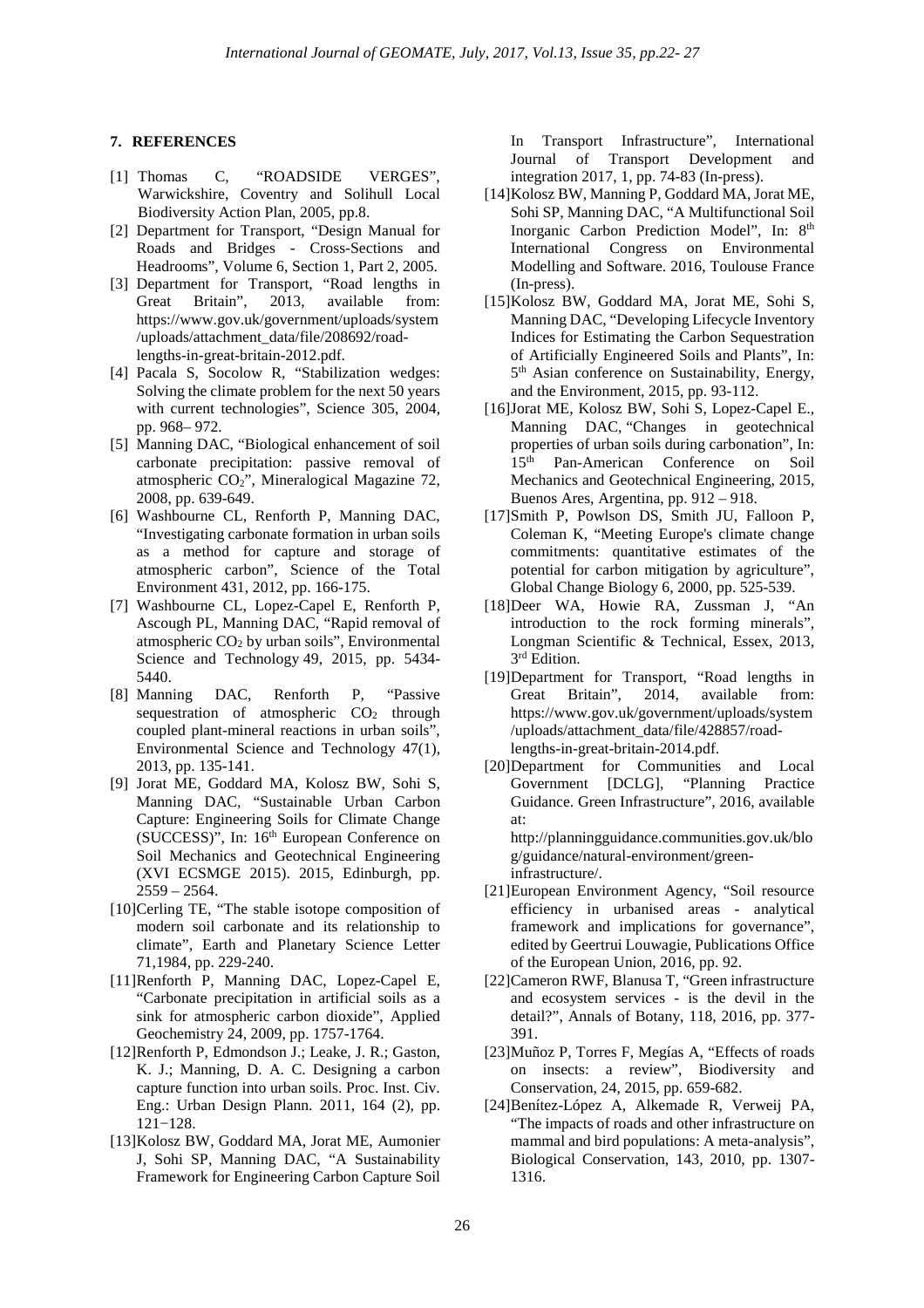## 7. REFERENCES

[1] Thomas C, "ROADSIDE VERGES", Warwickshire, Coventry and Solihull Local Biodiversity Action Plan, 2005, pp.8.

[2] Department for Transport, "Design Manual for Roads and Bridges - Cross-Sections and Headrooms", Volume 6, Section 1, Part 2, 2005.

[3] Department for Transport, "Road lengths in Great Britain", 2013, available from: https://www.gov.uk/government/uploads/system/uploads/attachment_data/file/208692/road-lengths-in-great-britain-2012.pdf.

[4] Pacala S, Socolow R, "Stabilization wedges: Solving the climate problem for the next 50 years with current technologies", Science 305, 2004, pp. 968– 972.

[5] Manning DAC, "Biological enhancement of soil carbonate precipitation: passive removal of atmospheric $CO_2$", Mineralogical Magazine 72, 2008, pp. 639-649.

[6] Washbourne CL, Renforth P, Manning DAC, "Investigating carbonate formation in urban soils as a method for capture and storage of atmospheric carbon", Science of the Total Environment 431, 2012, pp. 166-175.

[7] Washbourne CL, Lopez-Capel E, Renforth P, Ascough PL, Manning DAC, "Rapid removal of atmospheric $CO_2$ by urban soils", Environmental Science and Technology 49, 2015, pp. 5434-5440.

[8] Manning DAC, Renforth P, "Passive sequestration of atmospheric $CO_2$ through coupled plant-mineral reactions in urban soils", Environmental Science and Technology 47(1), 2013, pp. 135-141.

[9] Jorat ME, Goddard MA, Kolosz BW, Sohi S, Manning DAC, "Sustainable Urban Carbon Capture: Engineering Soils for Climate Change (SUCCESS)", In: 16th European Conference on Soil Mechanics and Geotechnical Engineering (XVI ECSMGE 2015). 2015, Edinburgh, pp. 2559 – 2564.

[10] Cerling TE, "The stable isotope composition of modern soil carbonate and its relationship to climate", Earth and Planetary Science Letter 71,1984, pp. 229-240.

[11] Renforth P, Manning DAC, Lopez-Capel E, "Carbonate precipitation in artificial soils as a sink for atmospheric carbon dioxide", Applied Geochemistry 24, 2009, pp. 1757-1764.

[12] Renforth P, Edmondson J.; Leake, J. R.; Gaston, K. J.; Manning, D. A. C. Designing a carbon capture function into urban soils. Proc. Inst. Civ. Eng.: Urban Design Plann. 2011, 164 (2), pp. 121−128.

[13] Kolosz BW, Goddard MA, Jorat ME, Aumonier J, Sohi SP, Manning DAC, "A Sustainability Framework for Engineering Carbon Capture Soil In Transport Infrastructure", International Journal of Transport Development and integration 2017, 1, pp. 74-83 (In-press).

[14] Kolosz BW, Manning P, Goddard MA, Jorat ME, Sohi SP, Manning DAC, "A Multifunctional Soil Inorganic Carbon Prediction Model", In: 8th International Congress on Environmental Modelling and Software. 2016, Toulouse France (In-press).

[15] Kolosz BW, Goddard MA, Jorat ME, Sohi S, Manning DAC, "Developing Lifecycle Inventory Indices for Estimating the Carbon Sequestration of Artificially Engineered Soils and Plants", In: 5th Asian conference on Sustainability, Energy, and the Environment, 2015, pp. 93-112.

[16] Jorat ME, Kolosz BW, Sohi S, Lopez-Capel E., Manning DAC, "Changes in geotechnical properties of urban soils during carbonation", In: 15th Pan-American Conference on Soil Mechanics and Geotechnical Engineering, 2015, Buenos Ares, Argentina, pp. 912 – 918.

[17] Smith P, Powlson DS, Smith JU, Falloon P, Coleman K, "Meeting Europe's climate change commitments: quantitative estimates of the potential for carbon mitigation by agriculture", Global Change Biology 6, 2000, pp. 525-539.

[18] Deer WA, Howie RA, Zussman J, "An introduction to the rock forming minerals", Longman Scientific & Technical, Essex, 2013, 3rd Edition.

[19] Department for Transport, "Road lengths in Great Britain", 2014, available from: https://www.gov.uk/government/uploads/system/uploads/attachment_data/file/428857/road-lengths-in-great-britain-2014.pdf.

[20] Department for Communities and Local Government [DCLG], "Planning Practice Guidance. Green Infrastructure", 2016, available at: http://planningguidance.communities.gov.uk/blog/guidance/natural-environment/green-infrastructure/.

[21] European Environment Agency, "Soil resource efficiency in urbanised areas - analytical framework and implications for governance", edited by Geertrui Louwagie, Publications Office of the European Union, 2016, pp. 92.

[22] Cameron RWF, Blanusa T, "Green infrastructure and ecosystem services - is the devil in the detail?", Annals of Botany, 118, 2016, pp. 377-391.

[23] Muñoz P, Torres F, Megías A, "Effects of roads on insects: a review", Biodiversity and Conservation, 24, 2015, pp. 659-682.

[24] Benítez-López A, Alkemade R, Verweij PA, "The impacts of roads and other infrastructure on mammal and bird populations: A meta-analysis", Biological Conservation, 143, 2010, pp. 1307-1316.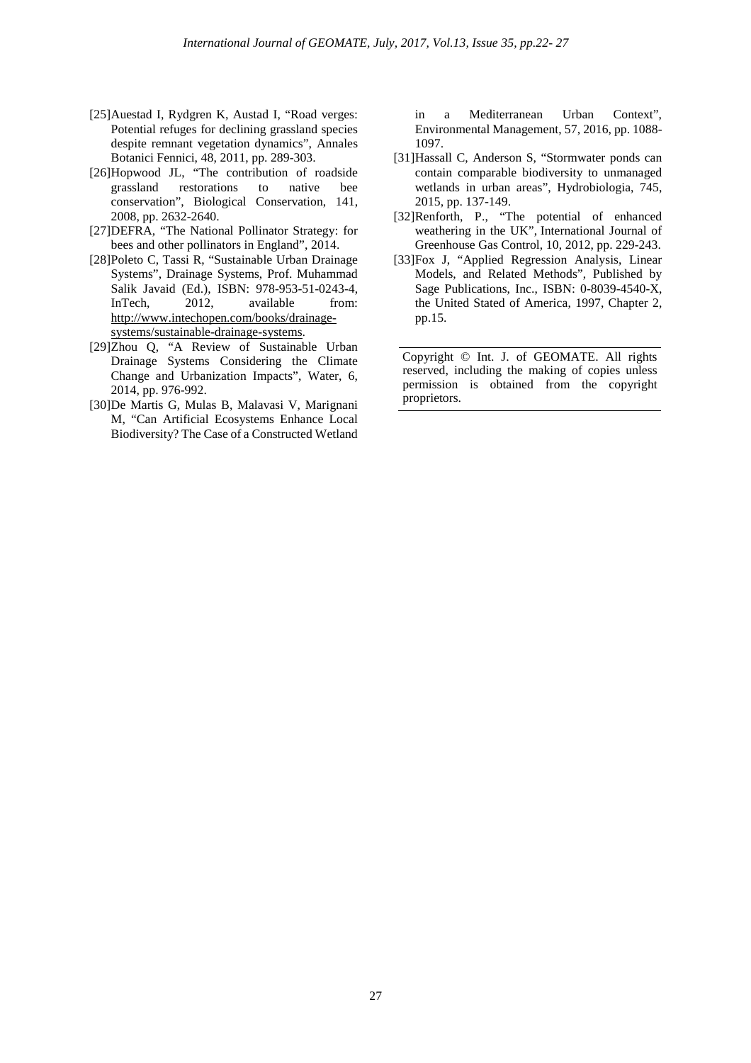[25]Auestad I, Rydgren K, Austad I, "Road verges: Potential refuges for declining grassland species despite remnant vegetation dynamics", Annales Botanici Fennici, 48, 2011, pp. 289-303.

[26]Hopwood JL, "The contribution of roadside grassland restorations to native bee conservation", Biological Conservation, 141, 2008, pp. 2632-2640.

[27]DEFRA, "The National Pollinator Strategy: for bees and other pollinators in England", 2014.

[28]Poleto C, Tassi R, "Sustainable Urban Drainage Systems", Drainage Systems, Prof. Muhammad Salik Javaid (Ed.), ISBN: 978-953-51-0243-4, InTech, 2012, available from: http://www.intechopen.com/books/drainage-systems/sustainable-drainage-systems.

[29]Zhou Q, "A Review of Sustainable Urban Drainage Systems Considering the Climate Change and Urbanization Impacts", Water, 6, 2014, pp. 976-992.

[30]De Martis G, Mulas B, Malavasi V, Marignani M, "Can Artificial Ecosystems Enhance Local Biodiversity? The Case of a Constructed Wetland in a Mediterranean Urban Context", Environmental Management, 57, 2016, pp. 1088-1097.

[31]Hassall C, Anderson S, "Stormwater ponds can contain comparable biodiversity to unmanaged wetlands in urban areas", Hydrobiologia, 745, 2015, pp. 137-149.

[32]Renforth, P., "The potential of enhanced weathering in the UK", International Journal of Greenhouse Gas Control, 10, 2012, pp. 229-243.

[33]Fox J, "Applied Regression Analysis, Linear Models, and Related Methods", Published by Sage Publications, Inc., ISBN: 0-8039-4540-X, the United Stated of America, 1997, Chapter 2, pp.15.

Copyright © Int. J. of GEOMATE. All rights reserved, including the making of copies unless permission is obtained from the copyright proprietors.